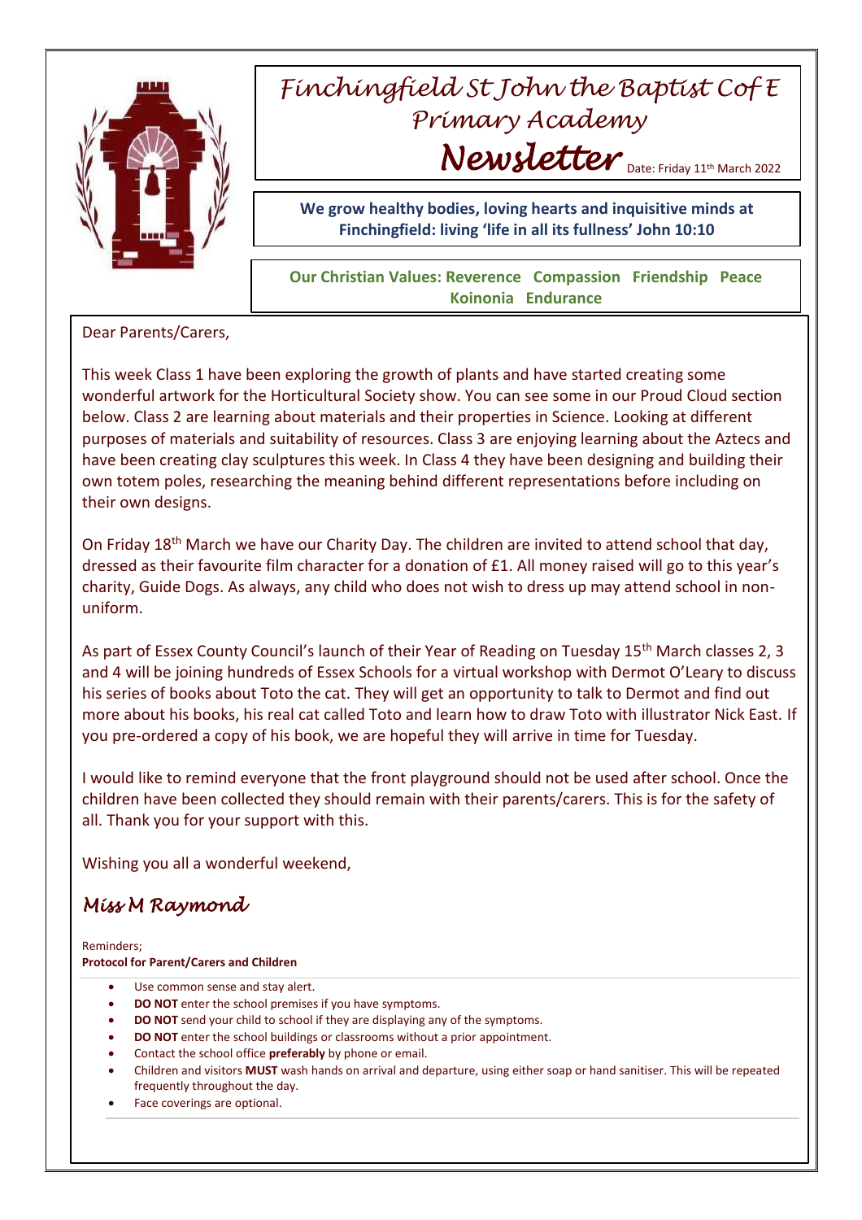# *Finchingfield St John the Baptist C of E Primary Academy*

# *Newsletter*

Date: Friday 11th March 2022

**We grow healthy bodies, loving hearts and inquisitive minds at Finchingfield: living 'life in all its fullness' John 10:10**

**Our Christian Values: Reverence Compassion Friendship Peace Koinonia Endurance**

Dear Parents/Carers,

This week Class 1 have been exploring the growth of plants and have started creating some wonderful artwork for the Horticultural Society show. You can see some in our Proud Cloud section below. Class 2 are learning about materials and their properties in Science. Looking at different purposes of materials and suitability of resources. Class 3 are enjoying learning about the Aztecs and have been creating clay sculptures this week. In Class 4 they have been designing and building their own totem poles, researching the meaning behind different representations before including on their own designs.

On Friday 18th March we have our Charity Day. The children are invited to attend school that day, dressed as their favourite film character for a donation of £1. All money raised will go to this year's charity, Guide Dogs. As always, any child who does not wish to dress up may attend school in non-uniform.

As part of Essex County Council's launch of their Year of Reading on Tuesday 15th March classes 2, 3 and 4 will be joining hundreds of Essex Schools for a virtual workshop with Dermot O'Leary to discuss his series of books about Toto the cat. They will get an opportunity to talk to Dermot and find out more about his books, his real cat called Toto and learn how to draw Toto with illustrator Nick East. If you pre-ordered a copy of his book, we are hopeful they will arrive in time for Tuesday.

I would like to remind everyone that the front playground should not be used after school. Once the children have been collected they should remain with their parents/carers. This is for the safety of all. Thank you for your support with this.

Wishing you all a wonderful weekend,

*Miss M Raymond*

Reminders;

**Protocol for Parent/Carers and Children**

- Use common sense and stay alert.
- **DO NOT** enter the school premises if you have symptoms.
- **DO NOT** send your child to school if they are displaying any of the symptoms.
- **DO NOT** enter the school buildings or classrooms without a prior appointment.
- Contact the school office **preferably** by phone or email.
- Children and visitors **MUST** wash hands on arrival and departure, using either soap or hand sanitiser. This will be repeated frequently throughout the day.
- Face coverings are optional.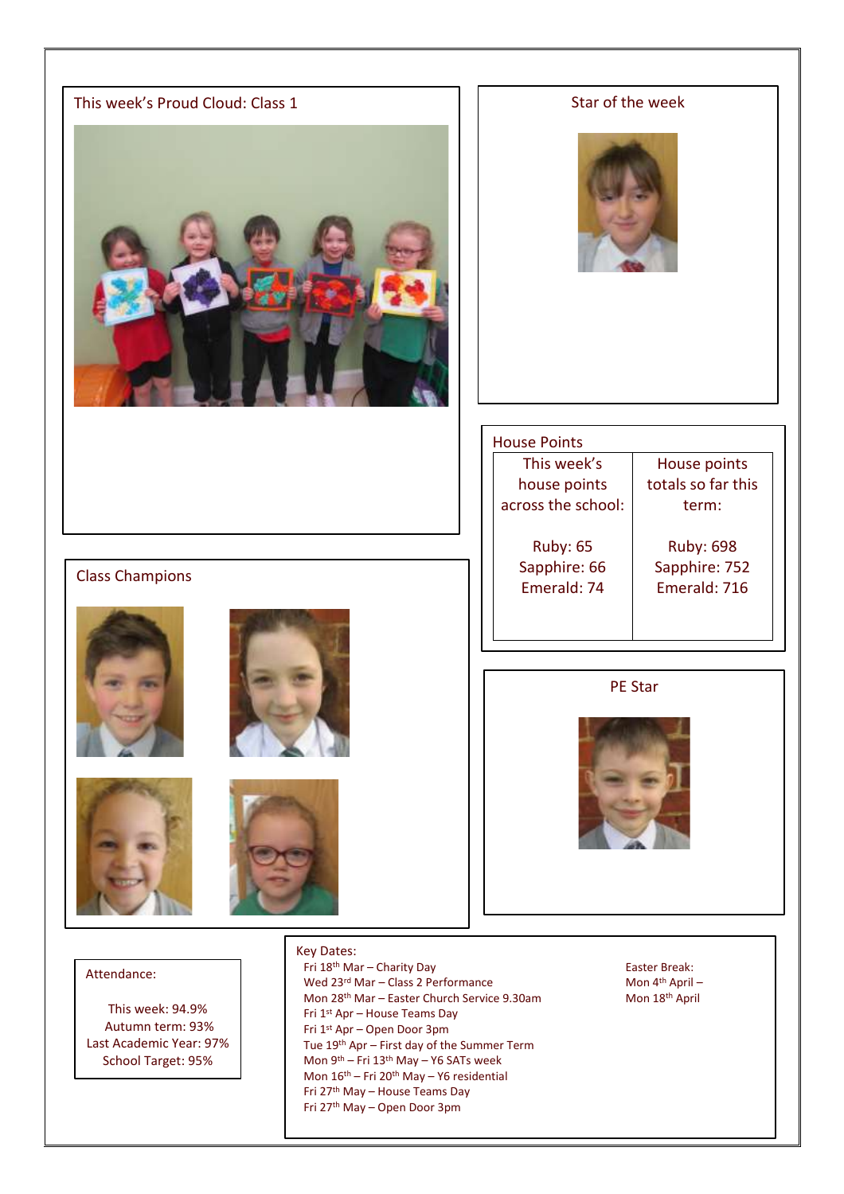## This week's Proud Cloud: Class 1

## Star of the week

## House Points

| This week's house points across the school: | House points totals so far this term: |
|---|---|
| Ruby: 65<br>Sapphire: 66<br>Emerald: 74 | Ruby: 698<br>Sapphire: 752<br>Emerald: 716 |

## Class Champions

## PE Star

## Attendance:

This week: 94.9%
Autumn term: 93%
Last Academic Year: 97%
School Target: 95%

## Key Dates:

- Fri 18th Mar – Charity Day
- Wed 23rd Mar – Class 2 Performance
- Mon 28th Mar – Easter Church Service 9.30am
- Fri 1st Apr – House Teams Day
- Fri 1st Apr – Open Door 3pm
- Tue 19th Apr – First day of the Summer Term
- Mon 9th – Fri 13th May – Y6 SATs week
- Mon 16th – Fri 20th May – Y6 residential
- Fri 27th May – House Teams Day
- Fri 27th May – Open Door 3pm

Easter Break:
Mon 4th April – Mon 18th April